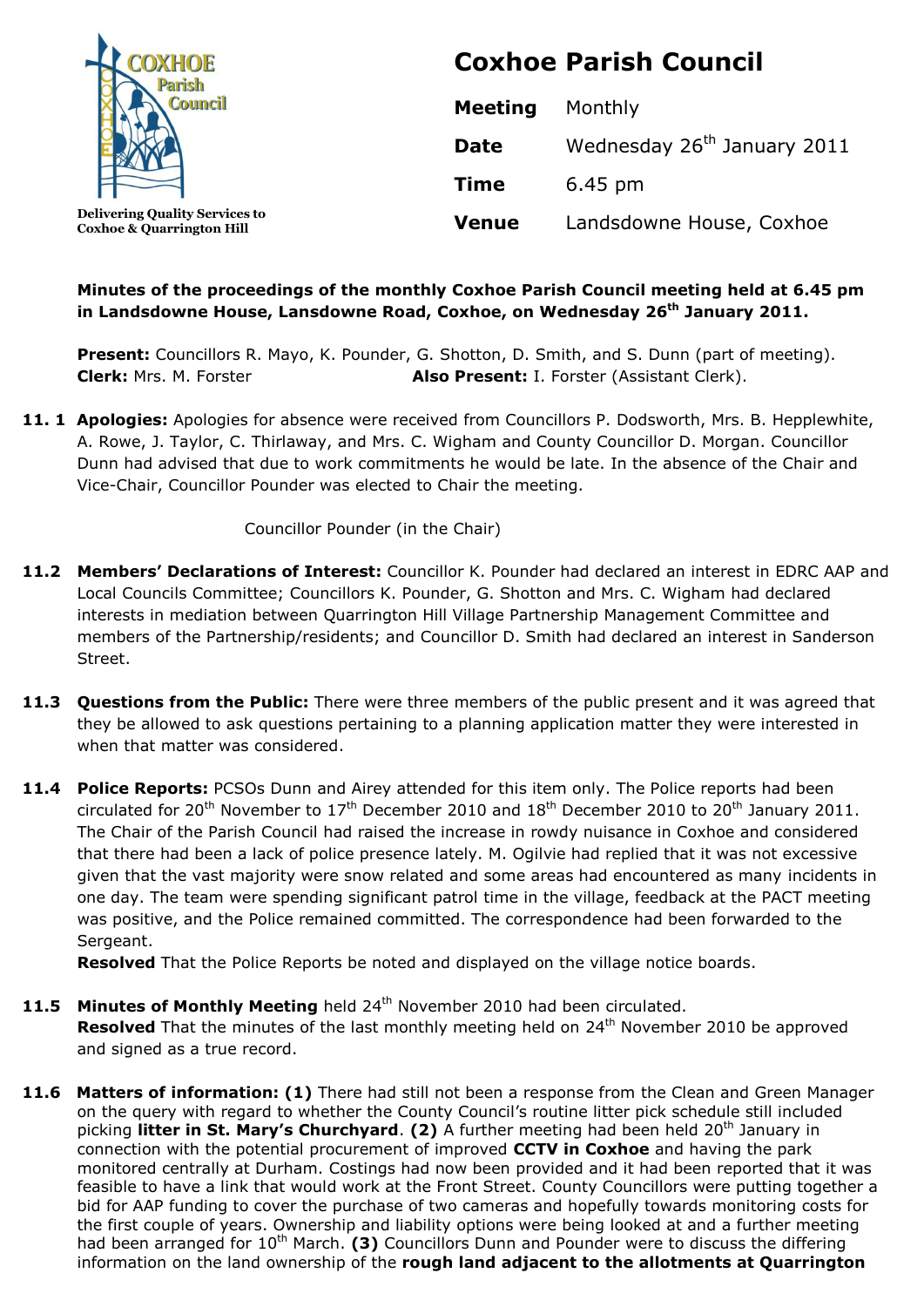COXHOE Parish Council

Delivering Quality Services to Coxhoe & Quarrington Hill

# Coxhoe Parish Council

| | |
|---|---|
| **Meeting** | Monthly |
| **Date** | Wednesday 26th January 2011 |
| **Time** | 6.45 pm |
| **Venue** | Landsdowne House, Coxhoe |

**Minutes of the proceedings of the monthly Coxhoe Parish Council meeting held at 6.45 pm in Landsdowne House, Lansdowne Road, Coxhoe, on Wednesday 26th January 2011.**

**Present:** Councillors R. Mayo, K. Pounder, G. Shotton, D. Smith, and S. Dunn (part of meeting).
**Clerk:** Mrs. M. Forster **Also Present:** I. Forster (Assistant Clerk).

**11. 1 Apologies:** Apologies for absence were received from Councillors P. Dodsworth, Mrs. B. Hepplewhite, A. Rowe, J. Taylor, C. Thirlaway, and Mrs. C. Wigham and County Councillor D. Morgan. Councillor Dunn had advised that due to work commitments he would be late. In the absence of the Chair and Vice-Chair, Councillor Pounder was elected to Chair the meeting.

Councillor Pounder (in the Chair)

**11.2 Members' Declarations of Interest:** Councillor K. Pounder had declared an interest in EDRC AAP and Local Councils Committee; Councillors K. Pounder, G. Shotton and Mrs. C. Wigham had declared interests in mediation between Quarrington Hill Village Partnership Management Committee and members of the Partnership/residents; and Councillor D. Smith had declared an interest in Sanderson Street.

**11.3 Questions from the Public:** There were three members of the public present and it was agreed that they be allowed to ask questions pertaining to a planning application matter they were interested in when that matter was considered.

**11.4 Police Reports:** PCSOs Dunn and Airey attended for this item only. The Police reports had been circulated for 20th November to 17th December 2010 and 18th December 2010 to 20th January 2011. The Chair of the Parish Council had raised the increase in rowdy nuisance in Coxhoe and considered that there had been a lack of police presence lately. M. Ogilvie had replied that it was not excessive given that the vast majority were snow related and some areas had encountered as many incidents in one day. The team were spending significant patrol time in the village, feedback at the PACT meeting was positive, and the Police remained committed. The correspondence had been forwarded to the Sergeant.
**Resolved** That the Police Reports be noted and displayed on the village notice boards.

**11.5 Minutes of Monthly Meeting** held 24th November 2010 had been circulated.
**Resolved** That the minutes of the last monthly meeting held on 24th November 2010 be approved and signed as a true record.

**11.6 Matters of information: (1)** There had still not been a response from the Clean and Green Manager on the query with regard to whether the County Council's routine litter pick schedule still included picking **litter in St. Mary's Churchyard**. **(2)** A further meeting had been held 20th January in connection with the potential procurement of improved **CCTV in Coxhoe** and having the park monitored centrally at Durham. Costings had now been provided and it had been reported that it was feasible to have a link that would work at the Front Street. County Councillors were putting together a bid for AAP funding to cover the purchase of two cameras and hopefully towards monitoring costs for the first couple of years. Ownership and liability options were being looked at and a further meeting had been arranged for 10th March. **(3)** Councillors Dunn and Pounder were to discuss the differing information on the land ownership of the **rough land adjacent to the allotments at Quarrington**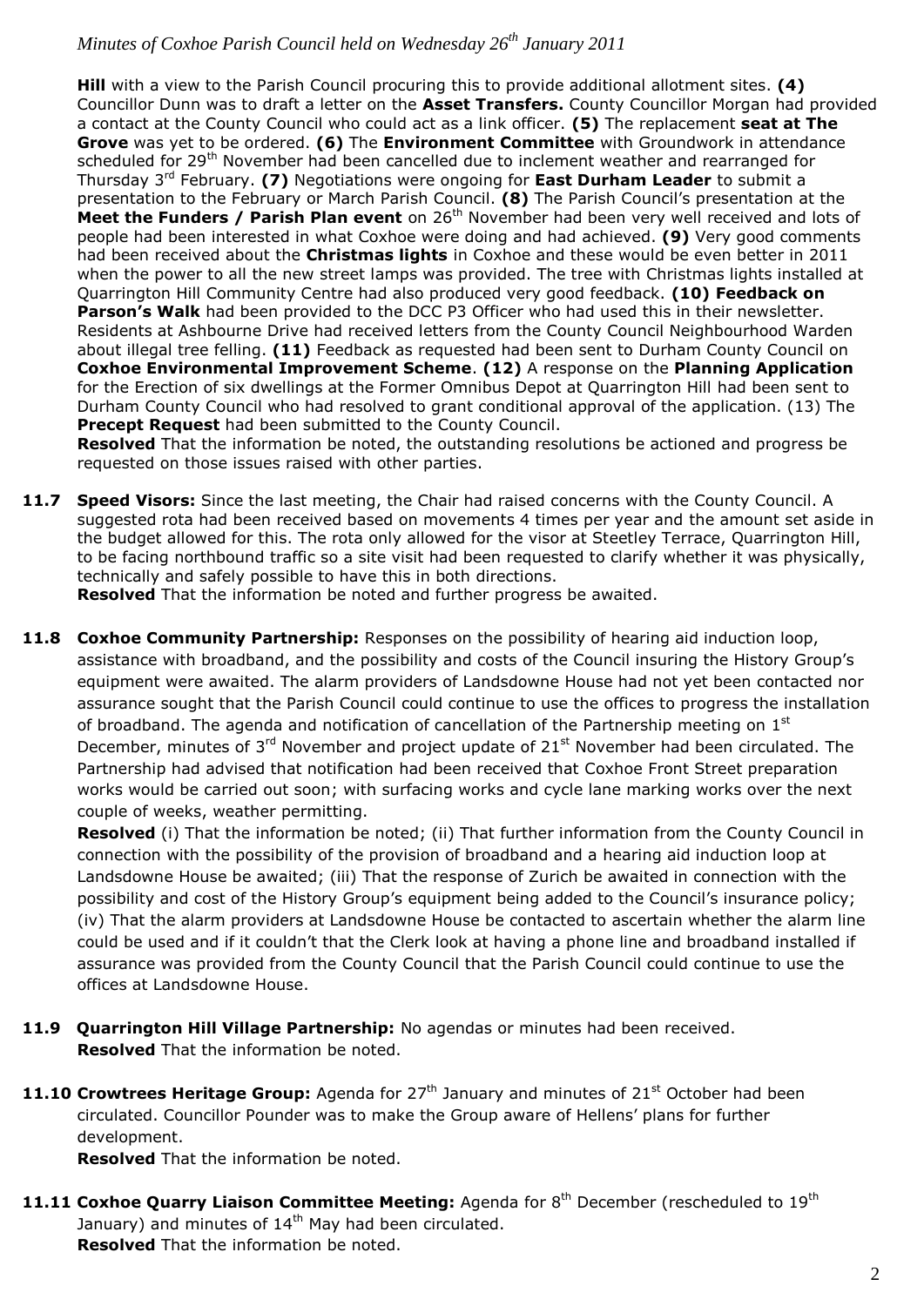**Hill** with a view to the Parish Council procuring this to provide additional allotment sites. **(4)** Councillor Dunn was to draft a letter on the **Asset Transfers.** County Councillor Morgan had provided a contact at the County Council who could act as a link officer. **(5)** The replacement **seat at The Grove** was yet to be ordered. **(6)** The **Environment Committee** with Groundwork in attendance scheduled for 29th November had been cancelled due to inclement weather and rearranged for Thursday 3rd February. **(7)** Negotiations were ongoing for **East Durham Leader** to submit a presentation to the February or March Parish Council. **(8)** The Parish Council's presentation at the **Meet the Funders / Parish Plan event** on 26th November had been very well received and lots of people had been interested in what Coxhoe were doing and had achieved. **(9)** Very good comments had been received about the **Christmas lights** in Coxhoe and these would be even better in 2011 when the power to all the new street lamps was provided. The tree with Christmas lights installed at Quarrington Hill Community Centre had also produced very good feedback. **(10) Feedback on Parson's Walk** had been provided to the DCC P3 Officer who had used this in their newsletter. Residents at Ashbourne Drive had received letters from the County Council Neighbourhood Warden about illegal tree felling. **(11)** Feedback as requested had been sent to Durham County Council on **Coxhoe Environmental Improvement Scheme**. **(12)** A response on the **Planning Application** for the Erection of six dwellings at the Former Omnibus Depot at Quarrington Hill had been sent to Durham County Council who had resolved to grant conditional approval of the application. (13) The **Precept Request** had been submitted to the County Council.

**Resolved** That the information be noted, the outstanding resolutions be actioned and progress be requested on those issues raised with other parties.

**11.7 Speed Visors:** Since the last meeting, the Chair had raised concerns with the County Council. A suggested rota had been received based on movements 4 times per year and the amount set aside in the budget allowed for this. The rota only allowed for the visor at Steetley Terrace, Quarrington Hill, to be facing northbound traffic so a site visit had been requested to clarify whether it was physically, technically and safely possible to have this in both directions.

**Resolved** That the information be noted and further progress be awaited.

**11.8 Coxhoe Community Partnership:** Responses on the possibility of hearing aid induction loop, assistance with broadband, and the possibility and costs of the Council insuring the History Group's equipment were awaited. The alarm providers of Landsdowne House had not yet been contacted nor assurance sought that the Parish Council could continue to use the offices to progress the installation of broadband. The agenda and notification of cancellation of the Partnership meeting on 1st December, minutes of 3rd November and project update of 21st November had been circulated. The Partnership had advised that notification had been received that Coxhoe Front Street preparation works would be carried out soon; with surfacing works and cycle lane marking works over the next couple of weeks, weather permitting.

**Resolved** (i) That the information be noted; (ii) That further information from the County Council in connection with the possibility of the provision of broadband and a hearing aid induction loop at Landsdowne House be awaited; (iii) That the response of Zurich be awaited in connection with the possibility and cost of the History Group's equipment being added to the Council's insurance policy; (iv) That the alarm providers at Landsdowne House be contacted to ascertain whether the alarm line could be used and if it couldn't that the Clerk look at having a phone line and broadband installed if assurance was provided from the County Council that the Parish Council could continue to use the offices at Landsdowne House.

**11.9 Quarrington Hill Village Partnership:** No agendas or minutes had been received.

**Resolved** That the information be noted.

**11.10 Crowtrees Heritage Group:** Agenda for 27th January and minutes of 21st October had been circulated. Councillor Pounder was to make the Group aware of Hellens' plans for further development.

**Resolved** That the information be noted.

**11.11 Coxhoe Quarry Liaison Committee Meeting:** Agenda for 8th December (rescheduled to 19th January) and minutes of 14th May had been circulated.

**Resolved** That the information be noted.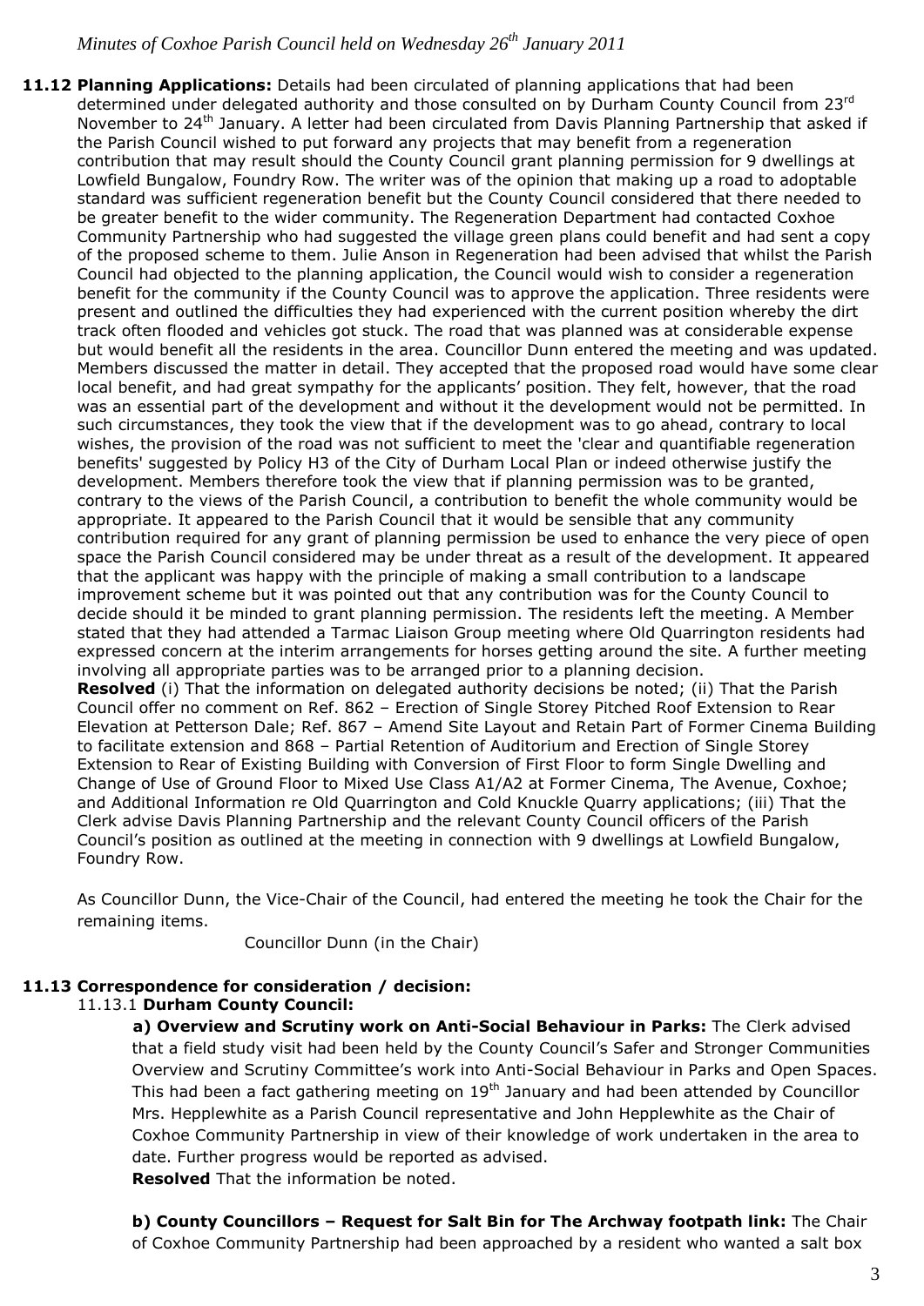**11.12 Planning Applications:** Details had been circulated of planning applications that had been determined under delegated authority and those consulted on by Durham County Council from 23rd November to 24th January. A letter had been circulated from Davis Planning Partnership that asked if the Parish Council wished to put forward any projects that may benefit from a regeneration contribution that may result should the County Council grant planning permission for 9 dwellings at Lowfield Bungalow, Foundry Row. The writer was of the opinion that making up a road to adoptable standard was sufficient regeneration benefit but the County Council considered that there needed to be greater benefit to the wider community. The Regeneration Department had contacted Coxhoe Community Partnership who had suggested the village green plans could benefit and had sent a copy of the proposed scheme to them. Julie Anson in Regeneration had been advised that whilst the Parish Council had objected to the planning application, the Council would wish to consider a regeneration benefit for the community if the County Council was to approve the application. Three residents were present and outlined the difficulties they had experienced with the current position whereby the dirt track often flooded and vehicles got stuck. The road that was planned was at considerable expense but would benefit all the residents in the area. Councillor Dunn entered the meeting and was updated. Members discussed the matter in detail. They accepted that the proposed road would have some clear local benefit, and had great sympathy for the applicants' position. They felt, however, that the road was an essential part of the development and without it the development would not be permitted. In such circumstances, they took the view that if the development was to go ahead, contrary to local wishes, the provision of the road was not sufficient to meet the 'clear and quantifiable regeneration benefits' suggested by Policy H3 of the City of Durham Local Plan or indeed otherwise justify the development. Members therefore took the view that if planning permission was to be granted, contrary to the views of the Parish Council, a contribution to benefit the whole community would be appropriate. It appeared to the Parish Council that it would be sensible that any community contribution required for any grant of planning permission be used to enhance the very piece of open space the Parish Council considered may be under threat as a result of the development. It appeared that the applicant was happy with the principle of making a small contribution to a landscape improvement scheme but it was pointed out that any contribution was for the County Council to decide should it be minded to grant planning permission. The residents left the meeting. A Member stated that they had attended a Tarmac Liaison Group meeting where Old Quarrington residents had expressed concern at the interim arrangements for horses getting around the site. A further meeting involving all appropriate parties was to be arranged prior to a planning decision.

**Resolved** (i) That the information on delegated authority decisions be noted; (ii) That the Parish Council offer no comment on Ref. 862 – Erection of Single Storey Pitched Roof Extension to Rear Elevation at Petterson Dale; Ref. 867 – Amend Site Layout and Retain Part of Former Cinema Building to facilitate extension and 868 – Partial Retention of Auditorium and Erection of Single Storey Extension to Rear of Existing Building with Conversion of First Floor to form Single Dwelling and Change of Use of Ground Floor to Mixed Use Class A1/A2 at Former Cinema, The Avenue, Coxhoe; and Additional Information re Old Quarrington and Cold Knuckle Quarry applications; (iii) That the Clerk advise Davis Planning Partnership and the relevant County Council officers of the Parish Council's position as outlined at the meeting in connection with 9 dwellings at Lowfield Bungalow, Foundry Row.

As Councillor Dunn, the Vice-Chair of the Council, had entered the meeting he took the Chair for the remaining items.

Councillor Dunn (in the Chair)

**11.13 Correspondence for consideration / decision:**

11.13.1 **Durham County Council:**

**a) Overview and Scrutiny work on Anti-Social Behaviour in Parks:** The Clerk advised that a field study visit had been held by the County Council's Safer and Stronger Communities Overview and Scrutiny Committee's work into Anti-Social Behaviour in Parks and Open Spaces. This had been a fact gathering meeting on 19th January and had been attended by Councillor Mrs. Hepplewhite as a Parish Council representative and John Hepplewhite as the Chair of Coxhoe Community Partnership in view of their knowledge of work undertaken in the area to date. Further progress would be reported as advised.

**Resolved** That the information be noted.

**b) County Councillors – Request for Salt Bin for The Archway footpath link:** The Chair of Coxhoe Community Partnership had been approached by a resident who wanted a salt box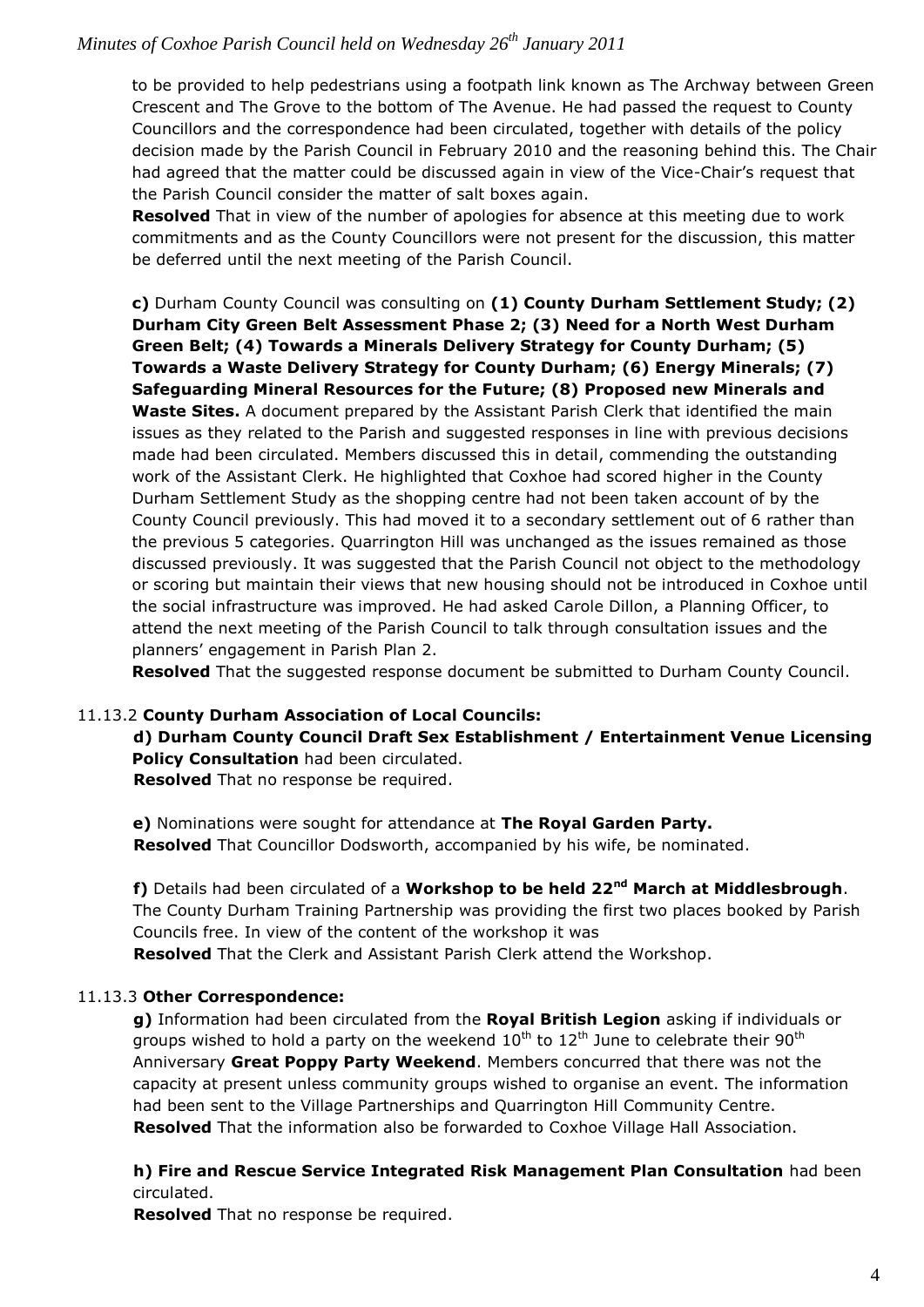to be provided to help pedestrians using a footpath link known as The Archway between Green Crescent and The Grove to the bottom of The Avenue. He had passed the request to County Councillors and the correspondence had been circulated, together with details of the policy decision made by the Parish Council in February 2010 and the reasoning behind this. The Chair had agreed that the matter could be discussed again in view of the Vice-Chair's request that the Parish Council consider the matter of salt boxes again.

**Resolved** That in view of the number of apologies for absence at this meeting due to work commitments and as the County Councillors were not present for the discussion, this matter be deferred until the next meeting of the Parish Council.

**c)** Durham County Council was consulting on **(1) County Durham Settlement Study; (2) Durham City Green Belt Assessment Phase 2; (3) Need for a North West Durham Green Belt; (4) Towards a Minerals Delivery Strategy for County Durham; (5) Towards a Waste Delivery Strategy for County Durham; (6) Energy Minerals; (7) Safeguarding Mineral Resources for the Future; (8) Proposed new Minerals and Waste Sites.** A document prepared by the Assistant Parish Clerk that identified the main issues as they related to the Parish and suggested responses in line with previous decisions made had been circulated. Members discussed this in detail, commending the outstanding work of the Assistant Clerk. He highlighted that Coxhoe had scored higher in the County Durham Settlement Study as the shopping centre had not been taken account of by the County Council previously. This had moved it to a secondary settlement out of 6 rather than the previous 5 categories. Quarrington Hill was unchanged as the issues remained as those discussed previously. It was suggested that the Parish Council not object to the methodology or scoring but maintain their views that new housing should not be introduced in Coxhoe until the social infrastructure was improved. He had asked Carole Dillon, a Planning Officer, to attend the next meeting of the Parish Council to talk through consultation issues and the planners' engagement in Parish Plan 2.

**Resolved** That the suggested response document be submitted to Durham County Council.

11.13.2 **County Durham Association of Local Councils:**

**d) Durham County Council Draft Sex Establishment / Entertainment Venue Licensing Policy Consultation** had been circulated.

**Resolved** That no response be required.

**e)** Nominations were sought for attendance at **The Royal Garden Party.**

**Resolved** That Councillor Dodsworth, accompanied by his wife, be nominated.

**f)** Details had been circulated of a **Workshop to be held 22nd March at Middlesbrough**. The County Durham Training Partnership was providing the first two places booked by Parish Councils free. In view of the content of the workshop it was

**Resolved** That the Clerk and Assistant Parish Clerk attend the Workshop.

11.13.3 **Other Correspondence:**

**g)** Information had been circulated from the **Royal British Legion** asking if individuals or groups wished to hold a party on the weekend 10th to 12th June to celebrate their 90th Anniversary **Great Poppy Party Weekend**. Members concurred that there was not the capacity at present unless community groups wished to organise an event. The information had been sent to the Village Partnerships and Quarrington Hill Community Centre.

**Resolved** That the information also be forwarded to Coxhoe Village Hall Association.

**h) Fire and Rescue Service Integrated Risk Management Plan Consultation** had been circulated.

**Resolved** That no response be required.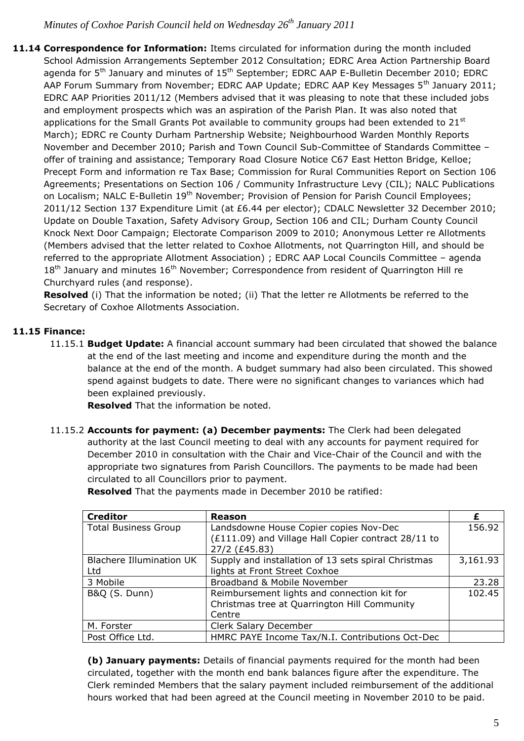**11.14 Correspondence for Information:** Items circulated for information during the month included School Admission Arrangements September 2012 Consultation; EDRC Area Action Partnership Board agenda for 5th January and minutes of 15th September; EDRC AAP E-Bulletin December 2010; EDRC AAP Forum Summary from November; EDRC AAP Update; EDRC AAP Key Messages 5th January 2011; EDRC AAP Priorities 2011/12 (Members advised that it was pleasing to note that these included jobs and employment prospects which was an aspiration of the Parish Plan. It was also noted that applications for the Small Grants Pot available to community groups had been extended to 21st March); EDRC re County Durham Partnership Website; Neighbourhood Warden Monthly Reports November and December 2010; Parish and Town Council Sub-Committee of Standards Committee – offer of training and assistance; Temporary Road Closure Notice C67 East Hetton Bridge, Kelloe; Precept Form and information re Tax Base; Commission for Rural Communities Report on Section 106 Agreements; Presentations on Section 106 / Community Infrastructure Levy (CIL); NALC Publications on Localism; NALC E-Bulletin 19th November; Provision of Pension for Parish Council Employees; 2011/12 Section 137 Expenditure Limit (at £6.44 per elector); CDALC Newsletter 32 December 2010; Update on Double Taxation, Safety Advisory Group, Section 106 and CIL; Durham County Council Knock Next Door Campaign; Electorate Comparison 2009 to 2010; Anonymous Letter re Allotments (Members advised that the letter related to Coxhoe Allotments, not Quarrington Hill, and should be referred to the appropriate Allotment Association) ; EDRC AAP Local Councils Committee – agenda 18th January and minutes 16th November; Correspondence from resident of Quarrington Hill re Churchyard rules (and response).

**Resolved** (i) That the information be noted; (ii) That the letter re Allotments be referred to the Secretary of Coxhoe Allotments Association.

**11.15 Finance:**

11.15.1 **Budget Update:** A financial account summary had been circulated that showed the balance at the end of the last meeting and income and expenditure during the month and the balance at the end of the month. A budget summary had also been circulated. This showed spend against budgets to date. There were no significant changes to variances which had been explained previously.

**Resolved** That the information be noted.

11.15.2 **Accounts for payment: (a) December payments:** The Clerk had been delegated authority at the last Council meeting to deal with any accounts for payment required for December 2010 in consultation with the Chair and Vice-Chair of the Council and with the appropriate two signatures from Parish Councillors. The payments to be made had been circulated to all Councillors prior to payment.

**Resolved** That the payments made in December 2010 be ratified:

| Creditor | Reason | £ |
|---|---|---|
| Total Business Group | Landsdowne House Copier copies Nov-Dec (£111.09) and Village Hall Copier contract 28/11 to 27/2 (£45.83) | 156.92 |
| Blachere Illumination UK Ltd | Supply and installation of 13 sets spiral Christmas lights at Front Street Coxhoe | 3,161.93 |
| 3 Mobile | Broadband & Mobile November | 23.28 |
| B&Q (S. Dunn) | Reimbursement lights and connection kit for Christmas tree at Quarrington Hill Community Centre | 102.45 |
| M. Forster | Clerk Salary December | |
| Post Office Ltd. | HMRC PAYE Income Tax/N.I. Contributions Oct-Dec | |

**(b) January payments:** Details of financial payments required for the month had been circulated, together with the month end bank balances figure after the expenditure. The Clerk reminded Members that the salary payment included reimbursement of the additional hours worked that had been agreed at the Council meeting in November 2010 to be paid.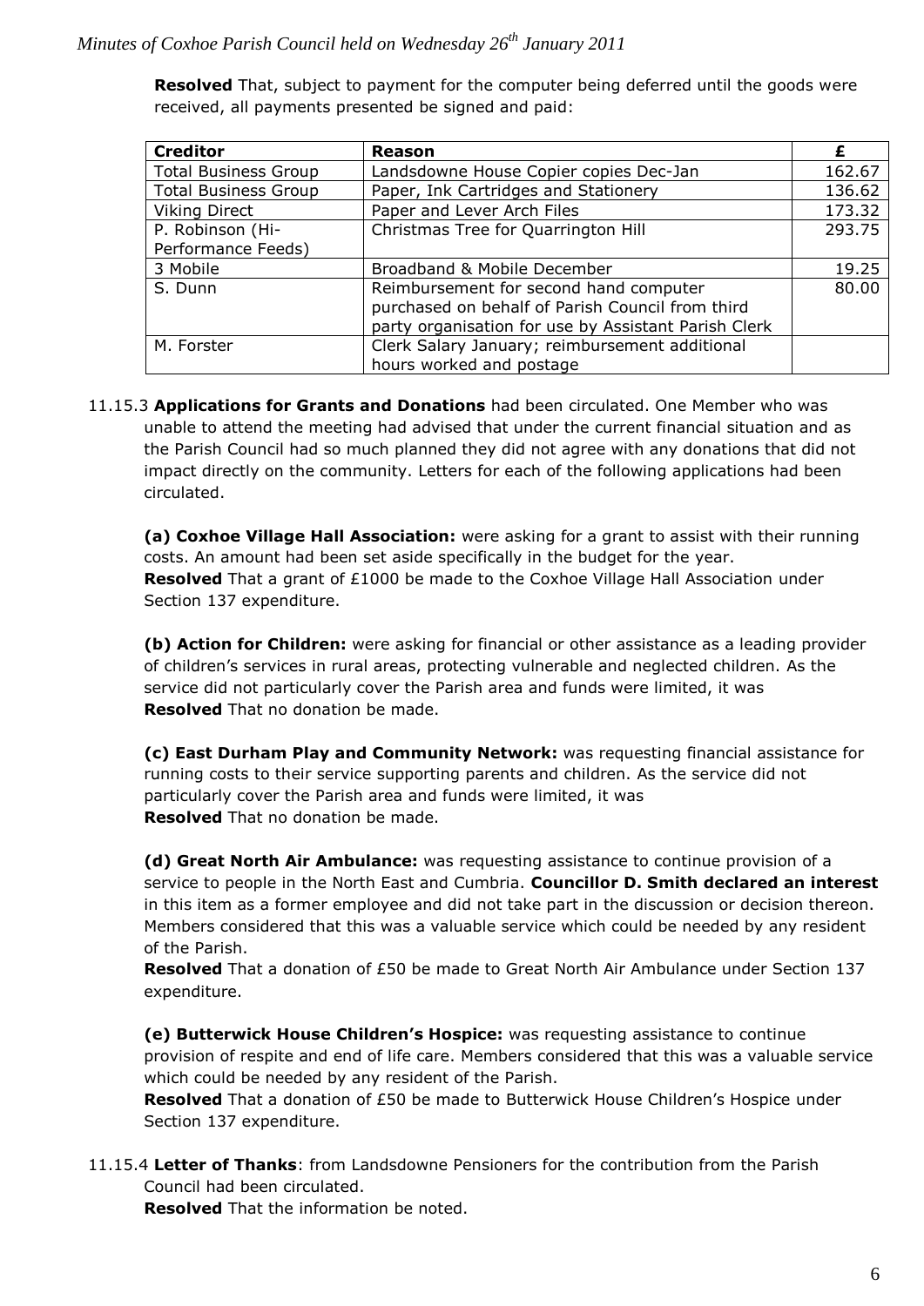**Resolved** That, subject to payment for the computer being deferred until the goods were received, all payments presented be signed and paid:

| Creditor | Reason | £ |
|---|---|---|
| Total Business Group | Landsdowne House Copier copies Dec-Jan | 162.67 |
| Total Business Group | Paper, Ink Cartridges and Stationery | 136.62 |
| Viking Direct | Paper and Lever Arch Files | 173.32 |
| P. Robinson (Hi-Performance Feeds) | Christmas Tree for Quarrington Hill | 293.75 |
| 3 Mobile | Broadband & Mobile December | 19.25 |
| S. Dunn | Reimbursement for second hand computer purchased on behalf of Parish Council from third party organisation for use by Assistant Parish Clerk | 80.00 |
| M. Forster | Clerk Salary January; reimbursement additional hours worked and postage | |

11.15.3 **Applications for Grants and Donations** had been circulated. One Member who was unable to attend the meeting had advised that under the current financial situation and as the Parish Council had so much planned they did not agree with any donations that did not impact directly on the community. Letters for each of the following applications had been circulated.

**(a) Coxhoe Village Hall Association:** were asking for a grant to assist with their running costs. An amount had been set aside specifically in the budget for the year.
**Resolved** That a grant of £1000 be made to the Coxhoe Village Hall Association under Section 137 expenditure.

**(b) Action for Children:** were asking for financial or other assistance as a leading provider of children's services in rural areas, protecting vulnerable and neglected children. As the service did not particularly cover the Parish area and funds were limited, it was
**Resolved** That no donation be made.

**(c) East Durham Play and Community Network:** was requesting financial assistance for running costs to their service supporting parents and children. As the service did not particularly cover the Parish area and funds were limited, it was
**Resolved** That no donation be made.

**(d) Great North Air Ambulance:** was requesting assistance to continue provision of a service to people in the North East and Cumbria. **Councillor D. Smith declared an interest** in this item as a former employee and did not take part in the discussion or decision thereon. Members considered that this was a valuable service which could be needed by any resident of the Parish.
**Resolved** That a donation of £50 be made to Great North Air Ambulance under Section 137 expenditure.

**(e) Butterwick House Children's Hospice:** was requesting assistance to continue provision of respite and end of life care. Members considered that this was a valuable service which could be needed by any resident of the Parish.
**Resolved** That a donation of £50 be made to Butterwick House Children's Hospice under Section 137 expenditure.

11.15.4 **Letter of Thanks**: from Landsdowne Pensioners for the contribution from the Parish Council had been circulated.
**Resolved** That the information be noted.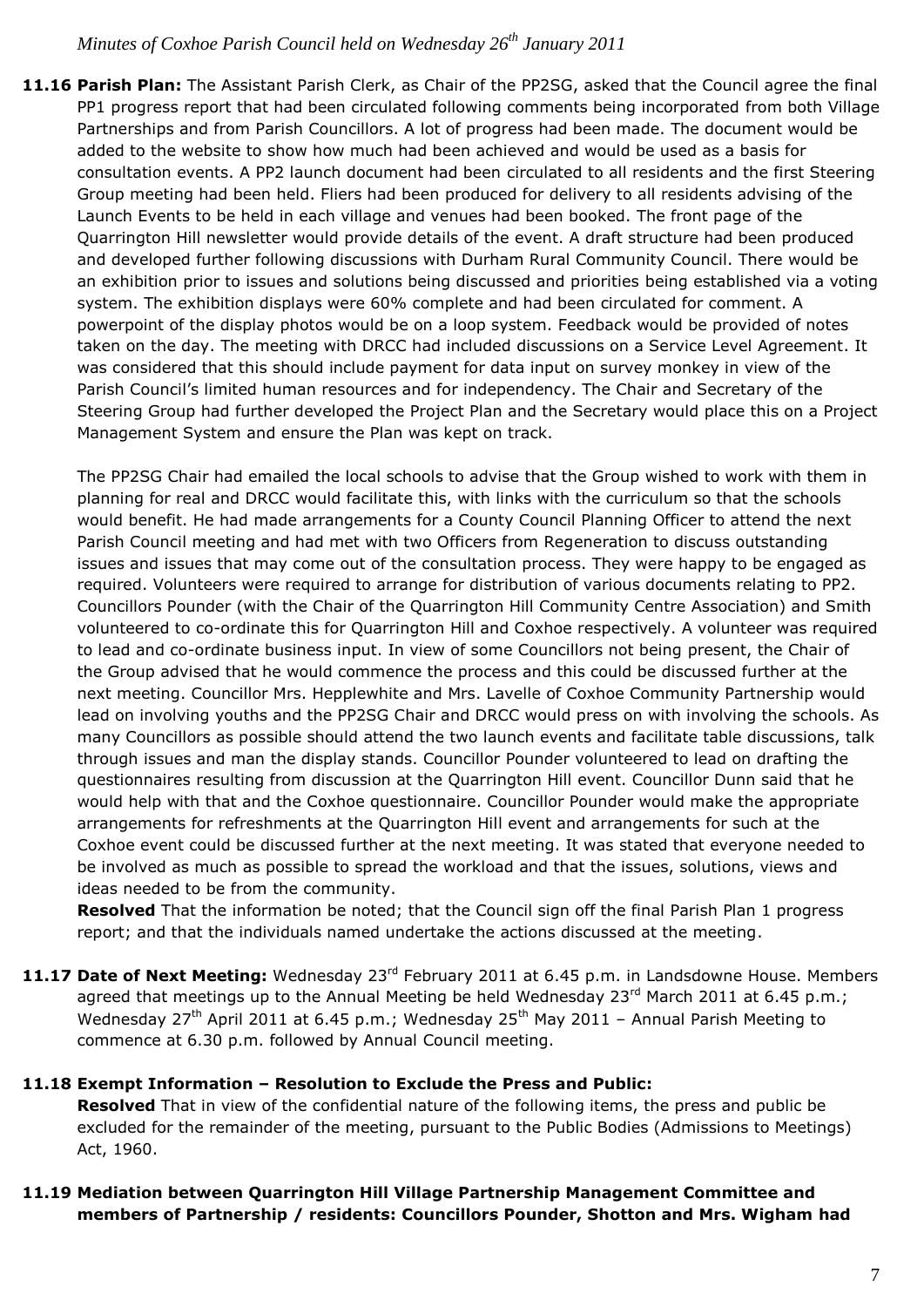**11.16 Parish Plan:** The Assistant Parish Clerk, as Chair of the PP2SG, asked that the Council agree the final PP1 progress report that had been circulated following comments being incorporated from both Village Partnerships and from Parish Councillors. A lot of progress had been made. The document would be added to the website to show how much had been achieved and would be used as a basis for consultation events. A PP2 launch document had been circulated to all residents and the first Steering Group meeting had been held. Fliers had been produced for delivery to all residents advising of the Launch Events to be held in each village and venues had been booked. The front page of the Quarrington Hill newsletter would provide details of the event. A draft structure had been produced and developed further following discussions with Durham Rural Community Council. There would be an exhibition prior to issues and solutions being discussed and priorities being established via a voting system. The exhibition displays were 60% complete and had been circulated for comment. A powerpoint of the display photos would be on a loop system. Feedback would be provided of notes taken on the day. The meeting with DRCC had included discussions on a Service Level Agreement. It was considered that this should include payment for data input on survey monkey in view of the Parish Council's limited human resources and for independency. The Chair and Secretary of the Steering Group had further developed the Project Plan and the Secretary would place this on a Project Management System and ensure the Plan was kept on track.

The PP2SG Chair had emailed the local schools to advise that the Group wished to work with them in planning for real and DRCC would facilitate this, with links with the curriculum so that the schools would benefit. He had made arrangements for a County Council Planning Officer to attend the next Parish Council meeting and had met with two Officers from Regeneration to discuss outstanding issues and issues that may come out of the consultation process. They were happy to be engaged as required. Volunteers were required to arrange for distribution of various documents relating to PP2. Councillors Pounder (with the Chair of the Quarrington Hill Community Centre Association) and Smith volunteered to co-ordinate this for Quarrington Hill and Coxhoe respectively. A volunteer was required to lead and co-ordinate business input. In view of some Councillors not being present, the Chair of the Group advised that he would commence the process and this could be discussed further at the next meeting. Councillor Mrs. Hepplewhite and Mrs. Lavelle of Coxhoe Community Partnership would lead on involving youths and the PP2SG Chair and DRCC would press on with involving the schools. As many Councillors as possible should attend the two launch events and facilitate table discussions, talk through issues and man the display stands. Councillor Pounder volunteered to lead on drafting the questionnaires resulting from discussion at the Quarrington Hill event. Councillor Dunn said that he would help with that and the Coxhoe questionnaire. Councillor Pounder would make the appropriate arrangements for refreshments at the Quarrington Hill event and arrangements for such at the Coxhoe event could be discussed further at the next meeting. It was stated that everyone needed to be involved as much as possible to spread the workload and that the issues, solutions, views and ideas needed to be from the community.

**Resolved** That the information be noted; that the Council sign off the final Parish Plan 1 progress report; and that the individuals named undertake the actions discussed at the meeting.

**11.17 Date of Next Meeting:** Wednesday 23rd February 2011 at 6.45 p.m. in Landsdowne House. Members agreed that meetings up to the Annual Meeting be held Wednesday 23rd March 2011 at 6.45 p.m.; Wednesday 27th April 2011 at 6.45 p.m.; Wednesday 25th May 2011 – Annual Parish Meeting to commence at 6.30 p.m. followed by Annual Council meeting.

**11.18 Exempt Information – Resolution to Exclude the Press and Public:**

**Resolved** That in view of the confidential nature of the following items, the press and public be excluded for the remainder of the meeting, pursuant to the Public Bodies (Admissions to Meetings) Act, 1960.

**11.19 Mediation between Quarrington Hill Village Partnership Management Committee and members of Partnership / residents: Councillors Pounder, Shotton and Mrs. Wigham had**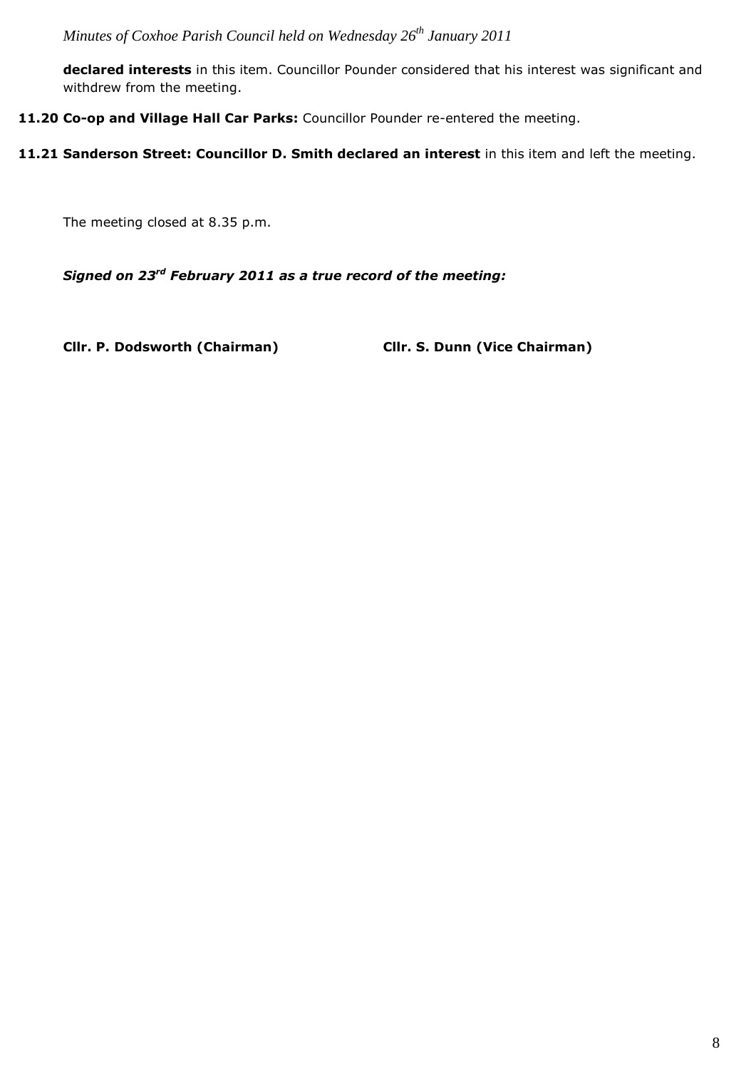**declared interests** in this item. Councillor Pounder considered that his interest was significant and withdrew from the meeting.

**11.20 Co-op and Village Hall Car Parks:** Councillor Pounder re-entered the meeting.

**11.21 Sanderson Street: Councillor D. Smith declared an interest** in this item and left the meeting.

The meeting closed at 8.35 p.m.

***Signed on 23rd February 2011 as a true record of the meeting:***

**Cllr. P. Dodsworth (Chairman)** **Cllr. S. Dunn (Vice Chairman)**